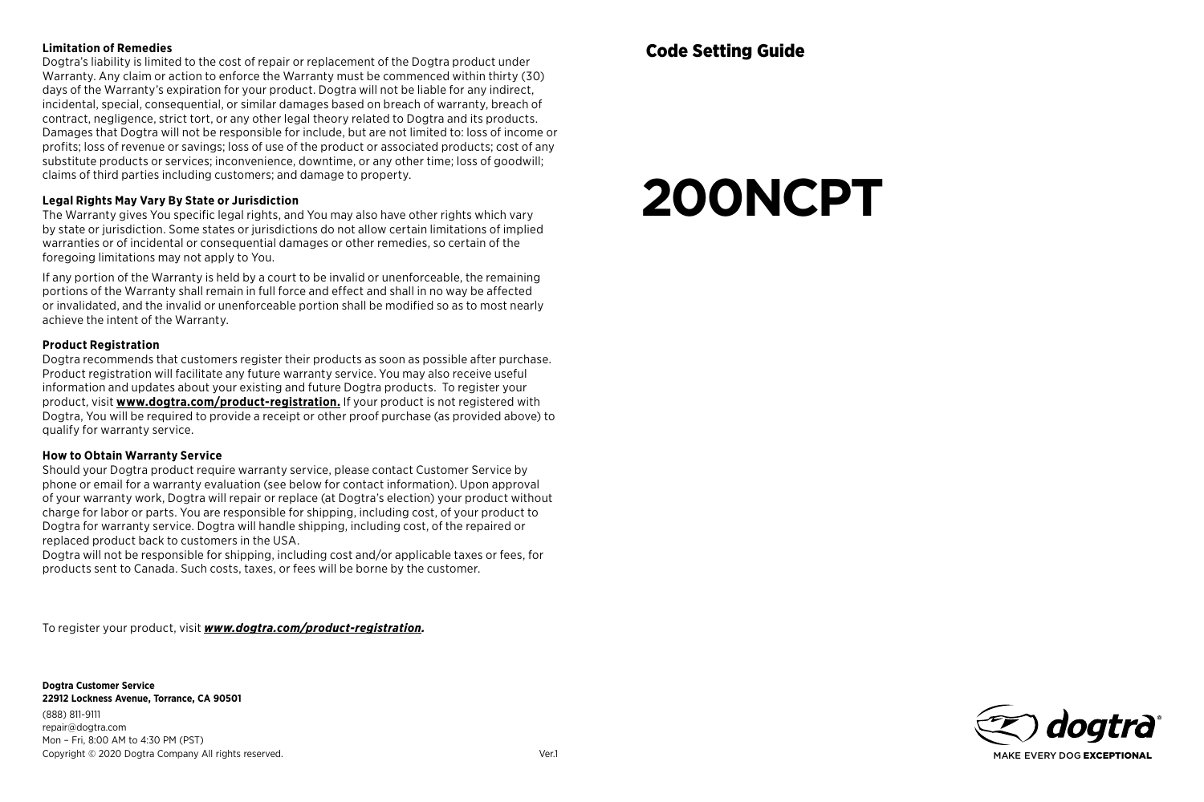**Limitation of Remedies**

Dogtra's liability is limited to the cost of repair or replacement of the Dogtra product under Warranty. Any claim or action to enforce the Warranty must be commenced within thirty (30) days of the Warranty's expiration for your product. Dogtra will not be liable for any indirect, incidental, special, consequential, or similar damages based on breach of warranty, breach of contract, negligence, strict tort, or any other legal theory related to Dogtra and its products. Damages that Dogtra will not be responsible for include, but are not limited to: loss of income or profits; loss of revenue or savings; loss of use of the product or associated products; cost of any substitute products or services; inconvenience, downtime, or any other time; loss of goodwill; claims of third parties including customers; and damage to property.

**Legal Rights May Vary By State or Jurisdiction**

The Warranty gives You specific legal rights, and You may also have other rights which vary by state or jurisdiction. Some states or jurisdictions do not allow certain limitations of implied warranties or of incidental or consequential damages or other remedies, so certain of the foregoing limitations may not apply to You.

If any portion of the Warranty is held by a court to be invalid or unenforceable, the remaining portions of the Warranty shall remain in full force and effect and shall in no way be affected or invalidated, and the invalid or unenforceable portion shall be modified so as to most nearly achieve the intent of the Warranty.

**Product Registration**

Dogtra recommends that customers register their products as soon as possible after purchase. Product registration will facilitate any future warranty service. You may also receive useful information and updates about your existing and future Dogtra products. To register your product, visit **www.dogtra.com/product-registration.** If your product is not registered with Dogtra, You will be required to provide a receipt or other proof purchase (as provided above) to qualify for warranty service.

**How to Obtain Warranty Service**

Should your Dogtra product require warranty service, please contact Customer Service by phone or email for a warranty evaluation (see below for contact information). Upon approval of your warranty work, Dogtra will repair or replace (at Dogtra's election) your product without charge for labor or parts. You are responsible for shipping, including cost, of your product to Dogtra for warranty service. Dogtra will handle shipping, including cost, of the repaired or replaced product back to customers in the USA.

Dogtra will not be responsible for shipping, including cost and/or applicable taxes or fees, for products sent to Canada. Such costs, taxes, or fees will be borne by the customer.

To register your product, visit ***www.dogtra.com/product-registration.***

**Dogtra Customer Service**
**22912 Lockness Avenue, Torrance, CA 90501**
(888) 811-9111
repair@dogtra.com
Mon – Fri, 8:00 AM to 4:30 PM (PST)
Copyright © 2020 Dogtra Company All rights reserved.

Ver.1

## Code Setting Guide

# 200NCPT

dogtra®
MAKE EVERY DOG **EXCEPTIONAL**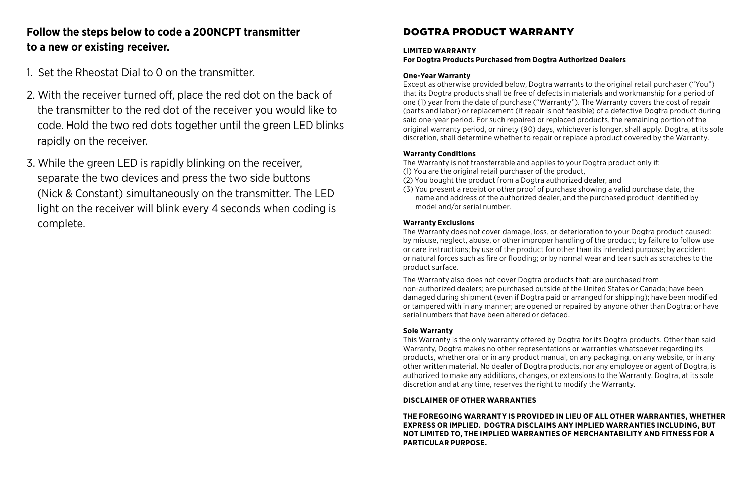**Follow the steps below to code a 200NCPT transmitter to a new or existing receiver.**

1. Set the Rheostat Dial to 0 on the transmitter.
2. With the receiver turned off, place the red dot on the back of the transmitter to the red dot of the receiver you would like to code. Hold the two red dots together until the green LED blinks rapidly on the receiver.
3. While the green LED is rapidly blinking on the receiver, separate the two devices and press the two side buttons (Nick & Constant) simultaneously on the transmitter. The LED light on the receiver will blink every 4 seconds when coding is complete.

## DOGTRA PRODUCT WARRANTY

**LIMITED WARRANTY**
**For Dogtra Products Purchased from Dogtra Authorized Dealers**

**One-Year Warranty**

Except as otherwise provided below, Dogtra warrants to the original retail purchaser ("You") that its Dogtra products shall be free of defects in materials and workmanship for a period of one (1) year from the date of purchase ("Warranty"). The Warranty covers the cost of repair (parts and labor) or replacement (if repair is not feasible) of a defective Dogtra product during said one-year period. For such repaired or replaced products, the remaining portion of the original warranty period, or ninety (90) days, whichever is longer, shall apply. Dogtra, at its sole discretion, shall determine whether to repair or replace a product covered by the Warranty.

**Warranty Conditions**

The Warranty is not transferrable and applies to your Dogtra product only if:

(1) You are the original retail purchaser of the product,
(2) You bought the product from a Dogtra authorized dealer, and
(3) You present a receipt or other proof of purchase showing a valid purchase date, the name and address of the authorized dealer, and the purchased product identified by model and/or serial number.

**Warranty Exclusions**

The Warranty does not cover damage, loss, or deterioration to your Dogtra product caused: by misuse, neglect, abuse, or other improper handling of the product; by failure to follow use or care instructions; by use of the product for other than its intended purpose; by accident or natural forces such as fire or flooding; or by normal wear and tear such as scratches to the product surface.

The Warranty also does not cover Dogtra products that: are purchased from non-authorized dealers; are purchased outside of the United States or Canada; have been damaged during shipment (even if Dogtra paid or arranged for shipping); have been modified or tampered with in any manner; are opened or repaired by anyone other than Dogtra; or have serial numbers that have been altered or defaced.

**Sole Warranty**

This Warranty is the only warranty offered by Dogtra for its Dogtra products. Other than said Warranty, Dogtra makes no other representations or warranties whatsoever regarding its products, whether oral or in any product manual, on any packaging, on any website, or in any other written material. No dealer of Dogtra products, nor any employee or agent of Dogtra, is authorized to make any additions, changes, or extensions to the Warranty. Dogtra, at its sole discretion and at any time, reserves the right to modify the Warranty.

**DISCLAIMER OF OTHER WARRANTIES**

**THE FOREGOING WARRANTY IS PROVIDED IN LIEU OF ALL OTHER WARRANTIES, WHETHER EXPRESS OR IMPLIED. DOGTRA DISCLAIMS ANY IMPLIED WARRANTIES INCLUDING, BUT NOT LIMITED TO, THE IMPLIED WARRANTIES OF MERCHANTABILITY AND FITNESS FOR A PARTICULAR PURPOSE.**